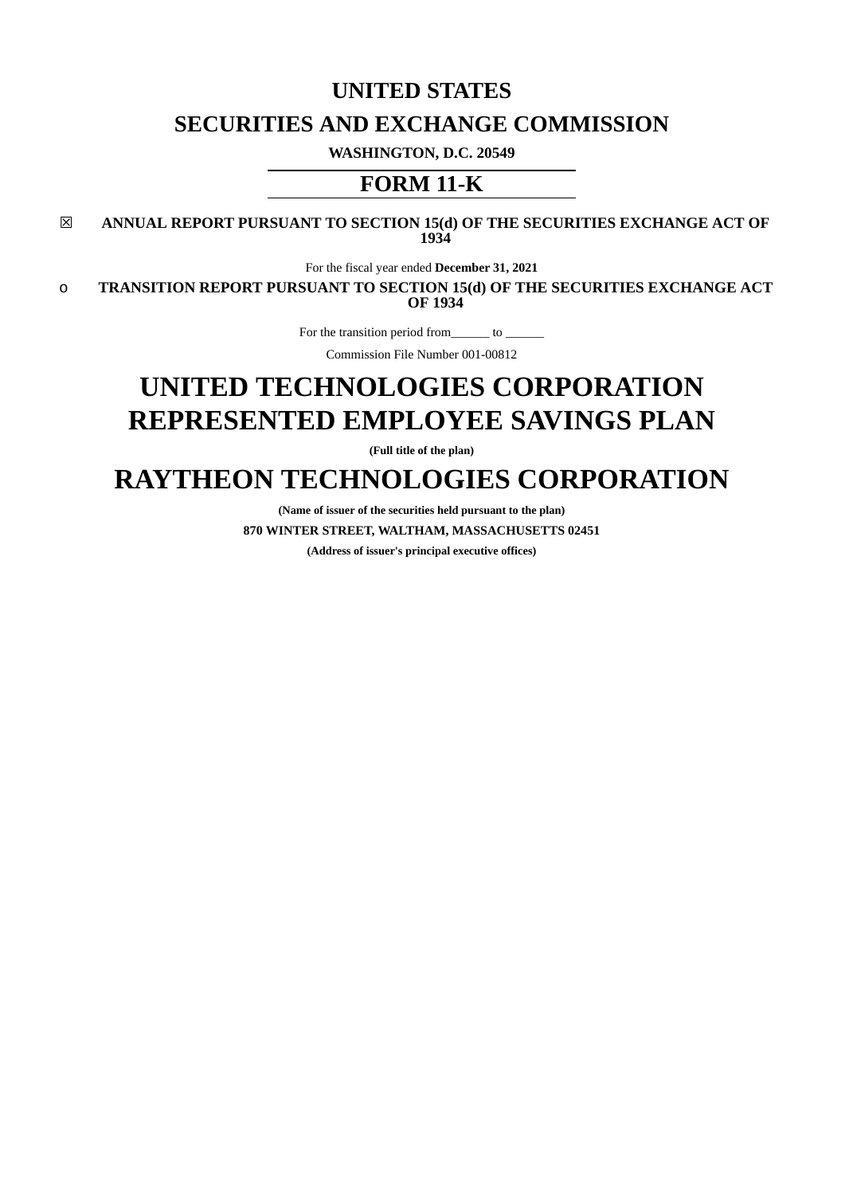# UNITED STATES

# SECURITIES AND EXCHANGE COMMISSION

**WASHINGTON, D.C. 20549**

## FORM 11-K

☒ **ANNUAL REPORT PURSUANT TO SECTION 15(d) OF THE SECURITIES EXCHANGE ACT OF 1934**

For the fiscal year ended **December 31, 2021**

o **TRANSITION REPORT PURSUANT TO SECTION 15(d) OF THE SECURITIES EXCHANGE ACT OF 1934**

For the transition period from______ to ______

Commission File Number 001-00812

# UNITED TECHNOLOGIES CORPORATION REPRESENTED EMPLOYEE SAVINGS PLAN

**(Full title of the plan)**

# RAYTHEON TECHNOLOGIES CORPORATION

**(Name of issuer of the securities held pursuant to the plan)**

**870 WINTER STREET, WALTHAM, MASSACHUSETTS 02451**

**(Address of issuer's principal executive offices)**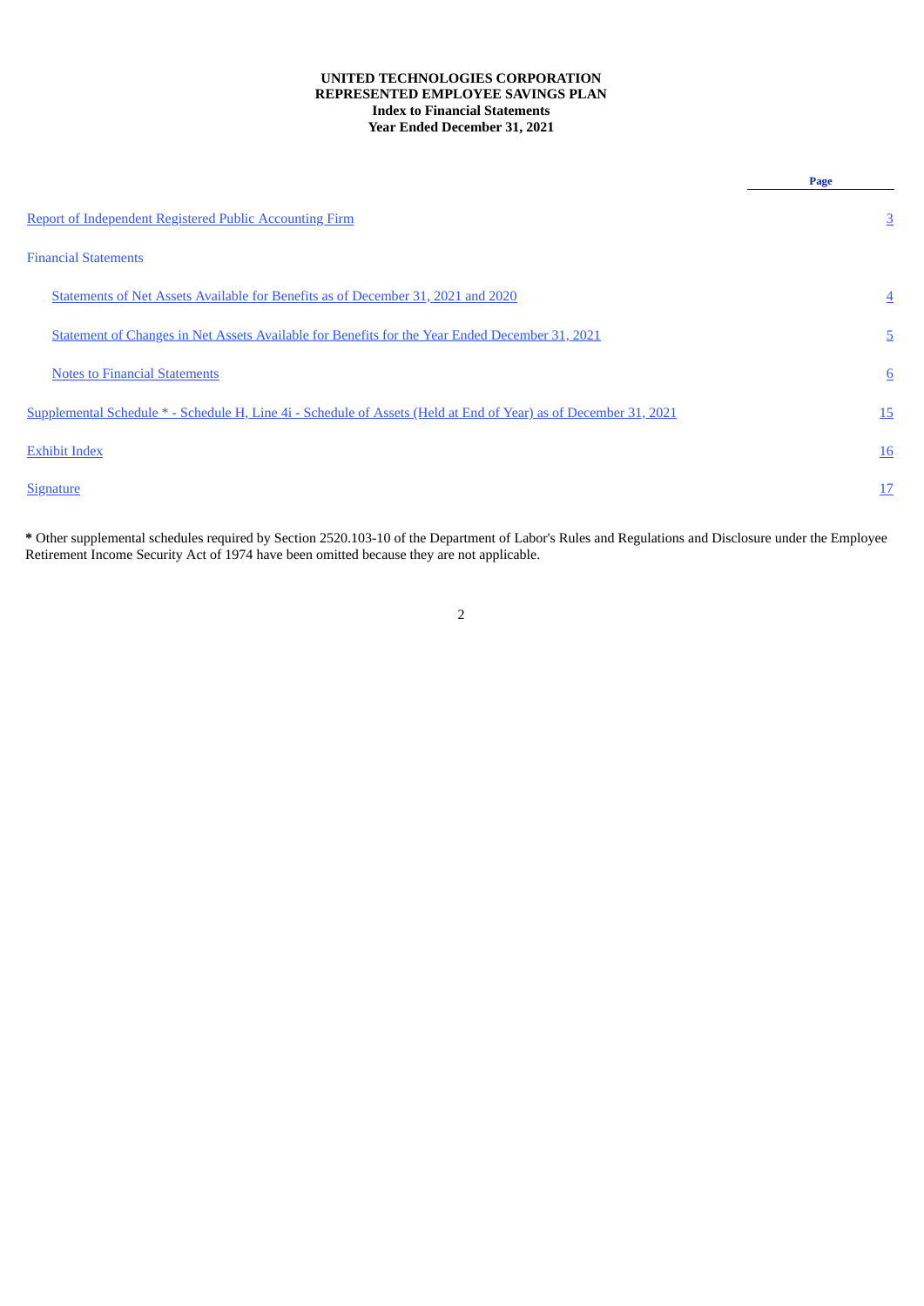**UNITED TECHNOLOGIES CORPORATION**
**REPRESENTED EMPLOYEE SAVINGS PLAN**
**Index to Financial Statements**
**Year Ended December 31, 2021**

| | Page |
|---|---|
| Report of Independent Registered Public Accounting Firm | 3 |
| Financial Statements | |
| Statements of Net Assets Available for Benefits as of December 31, 2021 and 2020 | 4 |
| Statement of Changes in Net Assets Available for Benefits for the Year Ended December 31, 2021 | 5 |
| Notes to Financial Statements | 6 |
| Supplemental Schedule * - Schedule H, Line 4i - Schedule of Assets (Held at End of Year) as of December 31, 2021 | 15 |
| Exhibit Index | 16 |
| Signature | 17 |

**\*** Other supplemental schedules required by Section 2520.103-10 of the Department of Labor's Rules and Regulations and Disclosure under the Employee Retirement Income Security Act of 1974 have been omitted because they are not applicable.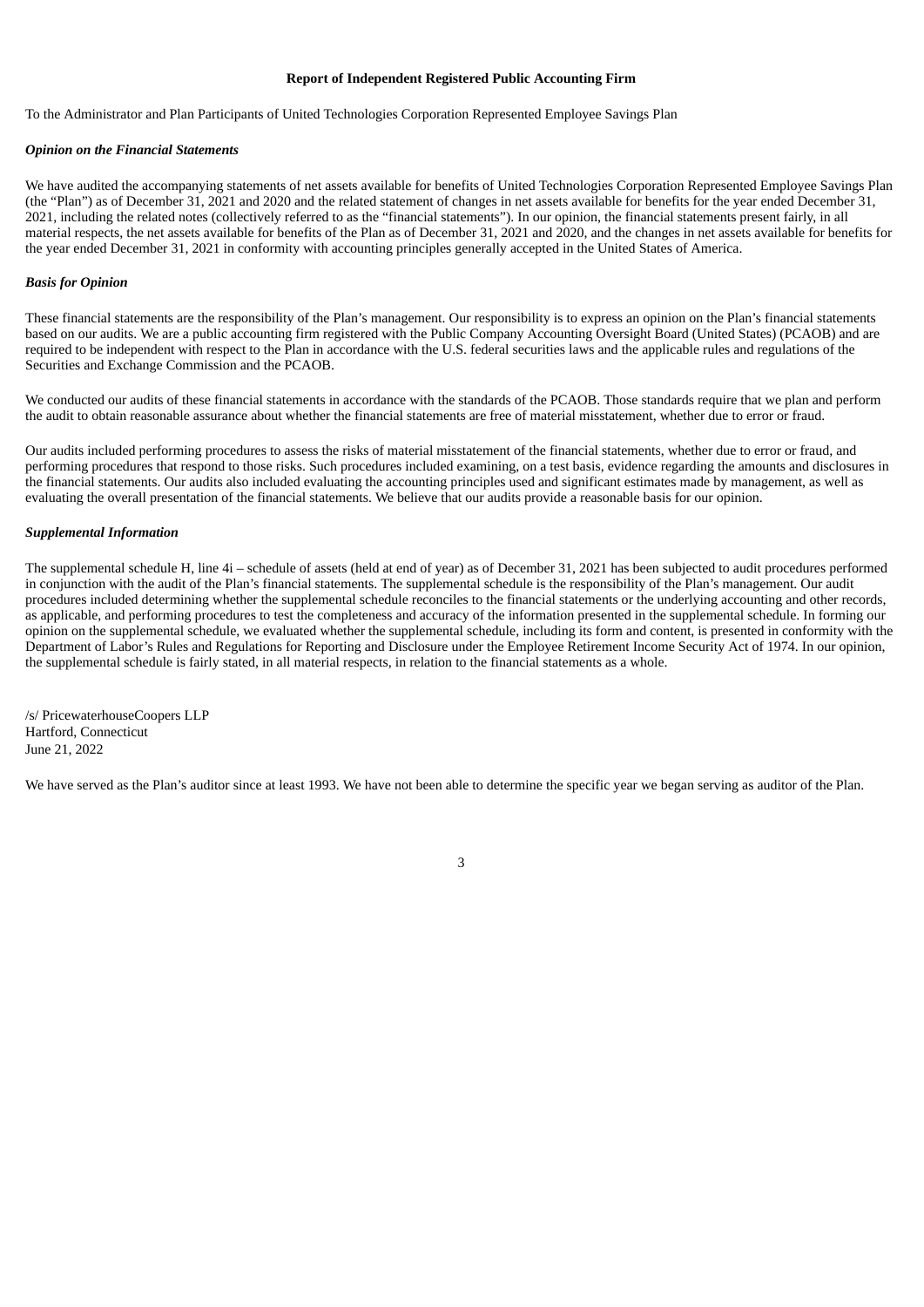**Report of Independent Registered Public Accounting Firm**

To the Administrator and Plan Participants of United Technologies Corporation Represented Employee Savings Plan

***Opinion on the Financial Statements***

We have audited the accompanying statements of net assets available for benefits of United Technologies Corporation Represented Employee Savings Plan (the "Plan") as of December 31, 2021 and 2020 and the related statement of changes in net assets available for benefits for the year ended December 31, 2021, including the related notes (collectively referred to as the "financial statements"). In our opinion, the financial statements present fairly, in all material respects, the net assets available for benefits of the Plan as of December 31, 2021 and 2020, and the changes in net assets available for benefits for the year ended December 31, 2021 in conformity with accounting principles generally accepted in the United States of America.

***Basis for Opinion***

These financial statements are the responsibility of the Plan's management. Our responsibility is to express an opinion on the Plan's financial statements based on our audits. We are a public accounting firm registered with the Public Company Accounting Oversight Board (United States) (PCAOB) and are required to be independent with respect to the Plan in accordance with the U.S. federal securities laws and the applicable rules and regulations of the Securities and Exchange Commission and the PCAOB.

We conducted our audits of these financial statements in accordance with the standards of the PCAOB. Those standards require that we plan and perform the audit to obtain reasonable assurance about whether the financial statements are free of material misstatement, whether due to error or fraud.

Our audits included performing procedures to assess the risks of material misstatement of the financial statements, whether due to error or fraud, and performing procedures that respond to those risks. Such procedures included examining, on a test basis, evidence regarding the amounts and disclosures in the financial statements. Our audits also included evaluating the accounting principles used and significant estimates made by management, as well as evaluating the overall presentation of the financial statements. We believe that our audits provide a reasonable basis for our opinion.

***Supplemental Information***

The supplemental schedule H, line 4i – schedule of assets (held at end of year) as of December 31, 2021 has been subjected to audit procedures performed in conjunction with the audit of the Plan's financial statements. The supplemental schedule is the responsibility of the Plan's management. Our audit procedures included determining whether the supplemental schedule reconciles to the financial statements or the underlying accounting and other records, as applicable, and performing procedures to test the completeness and accuracy of the information presented in the supplemental schedule. In forming our opinion on the supplemental schedule, we evaluated whether the supplemental schedule, including its form and content, is presented in conformity with the Department of Labor's Rules and Regulations for Reporting and Disclosure under the Employee Retirement Income Security Act of 1974. In our opinion, the supplemental schedule is fairly stated, in all material respects, in relation to the financial statements as a whole.

/s/ PricewaterhouseCoopers LLP
Hartford, Connecticut
June 21, 2022

We have served as the Plan's auditor since at least 1993. We have not been able to determine the specific year we began serving as auditor of the Plan.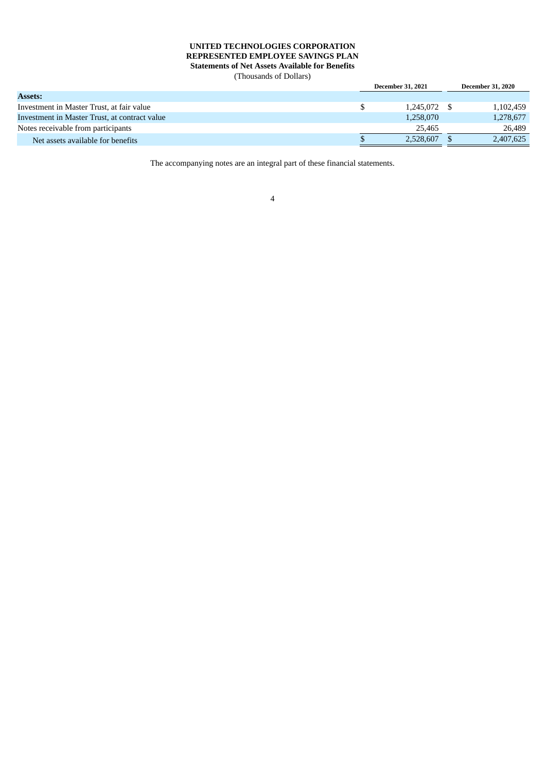**UNITED TECHNOLOGIES CORPORATION**
**REPRESENTED EMPLOYEE SAVINGS PLAN**
**Statements of Net Assets Available for Benefits**
(Thousands of Dollars)

| | December 31, 2021 | December 31, 2020 |
|---|---|---|
| **Assets:** | | |
| Investment in Master Trust, at fair value | $ 1,245,072 | $ 1,102,459 |
| Investment in Master Trust, at contract value | 1,258,070 | 1,278,677 |
| Notes receivable from participants | 25,465 | 26,489 |
| Net assets available for benefits | $ 2,528,607 | $ 2,407,625 |

The accompanying notes are an integral part of these financial statements.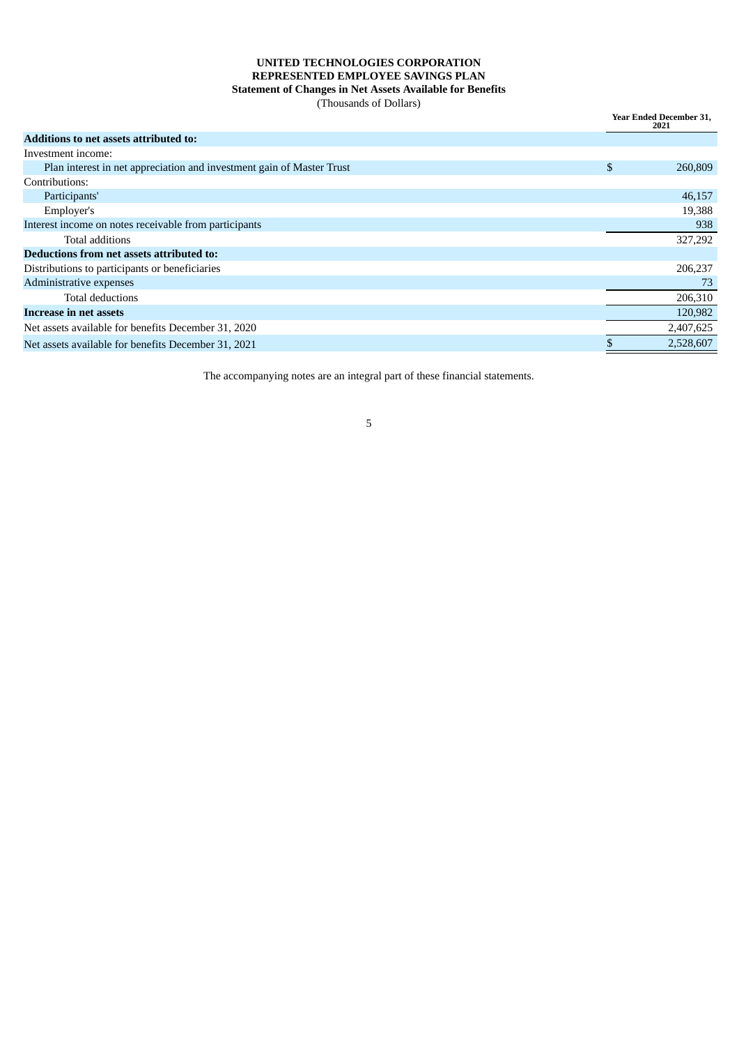**UNITED TECHNOLOGIES CORPORATION**
**REPRESENTED EMPLOYEE SAVINGS PLAN**
**Statement of Changes in Net Assets Available for Benefits**
(Thousands of Dollars)

| | Year Ended December 31, 2021 |
|---|---|
| **Additions to net assets attributed to:** | |
| Investment income: | |
| Plan interest in net appreciation and investment gain of Master Trust | $ 260,809 |
| Contributions: | |
| Participants' | 46,157 |
| Employer's | 19,388 |
| Interest income on notes receivable from participants | 938 |
| Total additions | 327,292 |
| **Deductions from net assets attributed to:** | |
| Distributions to participants or beneficiaries | 206,237 |
| Administrative expenses | 73 |
| Total deductions | 206,310 |
| **Increase in net assets** | 120,982 |
| Net assets available for benefits December 31, 2020 | 2,407,625 |
| Net assets available for benefits December 31, 2021 | $ 2,528,607 |

The accompanying notes are an integral part of these financial statements.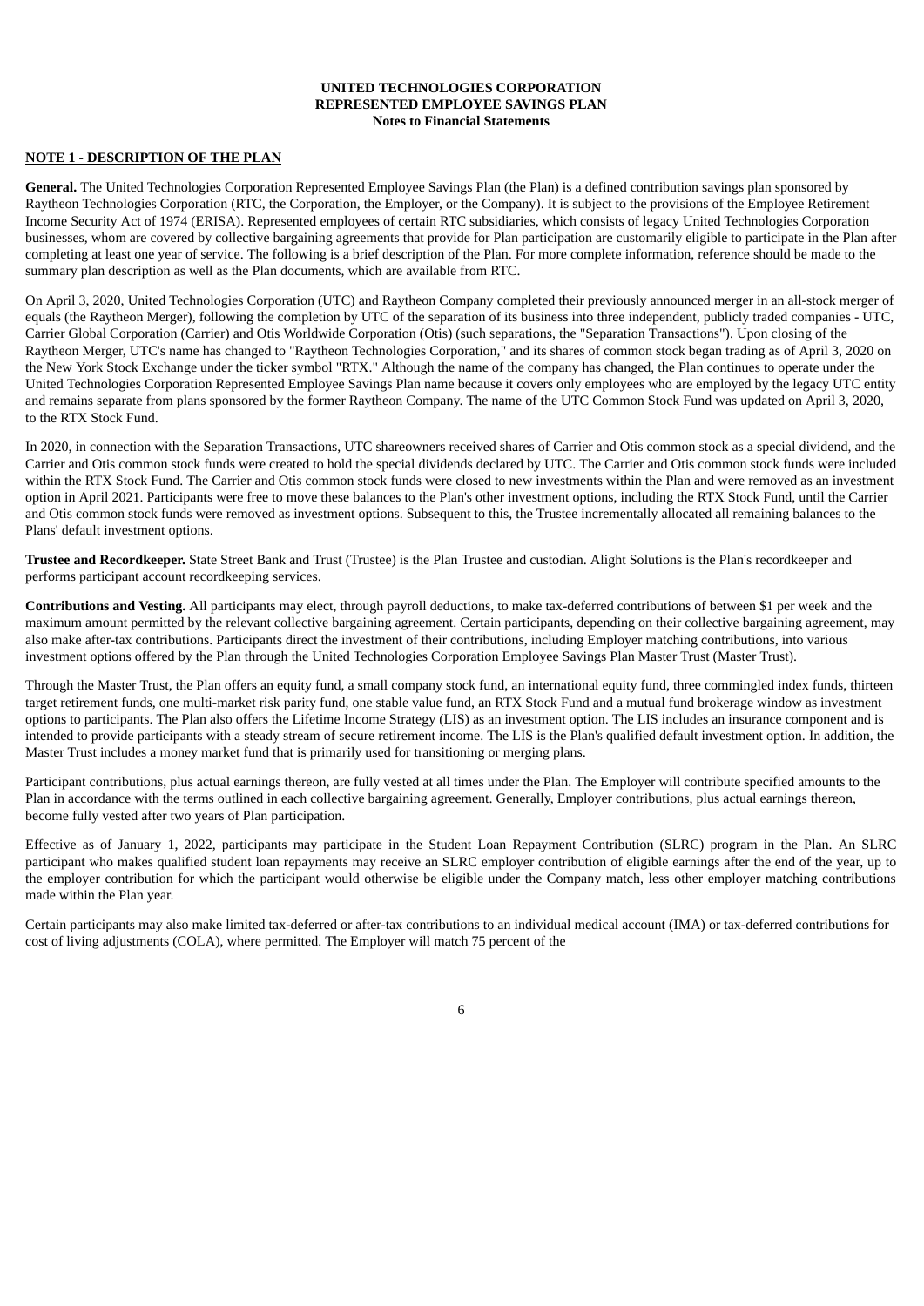**UNITED TECHNOLOGIES CORPORATION**
**REPRESENTED EMPLOYEE SAVINGS PLAN**
**Notes to Financial Statements**

**NOTE 1 - DESCRIPTION OF THE PLAN**

**General.** The United Technologies Corporation Represented Employee Savings Plan (the Plan) is a defined contribution savings plan sponsored by Raytheon Technologies Corporation (RTC, the Corporation, the Employer, or the Company). It is subject to the provisions of the Employee Retirement Income Security Act of 1974 (ERISA). Represented employees of certain RTC subsidiaries, which consists of legacy United Technologies Corporation businesses, whom are covered by collective bargaining agreements that provide for Plan participation are customarily eligible to participate in the Plan after completing at least one year of service. The following is a brief description of the Plan. For more complete information, reference should be made to the summary plan description as well as the Plan documents, which are available from RTC.

On April 3, 2020, United Technologies Corporation (UTC) and Raytheon Company completed their previously announced merger in an all-stock merger of equals (the Raytheon Merger), following the completion by UTC of the separation of its business into three independent, publicly traded companies - UTC, Carrier Global Corporation (Carrier) and Otis Worldwide Corporation (Otis) (such separations, the "Separation Transactions"). Upon closing of the Raytheon Merger, UTC's name has changed to "Raytheon Technologies Corporation," and its shares of common stock began trading as of April 3, 2020 on the New York Stock Exchange under the ticker symbol "RTX." Although the name of the company has changed, the Plan continues to operate under the United Technologies Corporation Represented Employee Savings Plan name because it covers only employees who are employed by the legacy UTC entity and remains separate from plans sponsored by the former Raytheon Company. The name of the UTC Common Stock Fund was updated on April 3, 2020, to the RTX Stock Fund.

In 2020, in connection with the Separation Transactions, UTC shareowners received shares of Carrier and Otis common stock as a special dividend, and the Carrier and Otis common stock funds were created to hold the special dividends declared by UTC. The Carrier and Otis common stock funds were included within the RTX Stock Fund. The Carrier and Otis common stock funds were closed to new investments within the Plan and were removed as an investment option in April 2021. Participants were free to move these balances to the Plan's other investment options, including the RTX Stock Fund, until the Carrier and Otis common stock funds were removed as investment options. Subsequent to this, the Trustee incrementally allocated all remaining balances to the Plans' default investment options.

**Trustee and Recordkeeper.** State Street Bank and Trust (Trustee) is the Plan Trustee and custodian. Alight Solutions is the Plan's recordkeeper and performs participant account recordkeeping services.

**Contributions and Vesting.** All participants may elect, through payroll deductions, to make tax-deferred contributions of between $1 per week and the maximum amount permitted by the relevant collective bargaining agreement. Certain participants, depending on their collective bargaining agreement, may also make after-tax contributions. Participants direct the investment of their contributions, including Employer matching contributions, into various investment options offered by the Plan through the United Technologies Corporation Employee Savings Plan Master Trust (Master Trust).

Through the Master Trust, the Plan offers an equity fund, a small company stock fund, an international equity fund, three commingled index funds, thirteen target retirement funds, one multi-market risk parity fund, one stable value fund, an RTX Stock Fund and a mutual fund brokerage window as investment options to participants. The Plan also offers the Lifetime Income Strategy (LIS) as an investment option. The LIS includes an insurance component and is intended to provide participants with a steady stream of secure retirement income. The LIS is the Plan's qualified default investment option. In addition, the Master Trust includes a money market fund that is primarily used for transitioning or merging plans.

Participant contributions, plus actual earnings thereon, are fully vested at all times under the Plan. The Employer will contribute specified amounts to the Plan in accordance with the terms outlined in each collective bargaining agreement. Generally, Employer contributions, plus actual earnings thereon, become fully vested after two years of Plan participation.

Effective as of January 1, 2022, participants may participate in the Student Loan Repayment Contribution (SLRC) program in the Plan. An SLRC participant who makes qualified student loan repayments may receive an SLRC employer contribution of eligible earnings after the end of the year, up to the employer contribution for which the participant would otherwise be eligible under the Company match, less other employer matching contributions made within the Plan year.

Certain participants may also make limited tax-deferred or after-tax contributions to an individual medical account (IMA) or tax-deferred contributions for cost of living adjustments (COLA), where permitted. The Employer will match 75 percent of the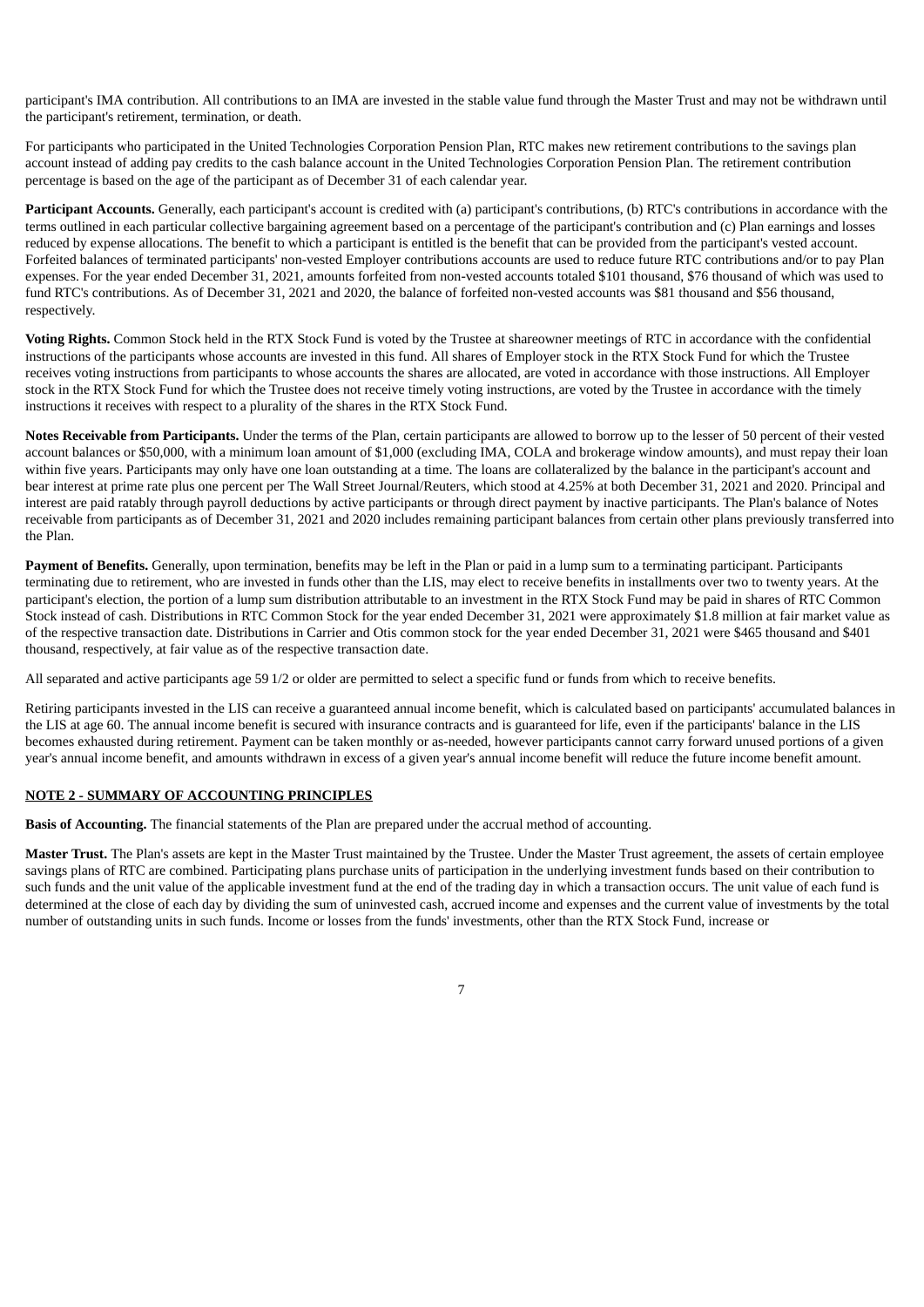participant's IMA contribution. All contributions to an IMA are invested in the stable value fund through the Master Trust and may not be withdrawn until the participant's retirement, termination, or death.

For participants who participated in the United Technologies Corporation Pension Plan, RTC makes new retirement contributions to the savings plan account instead of adding pay credits to the cash balance account in the United Technologies Corporation Pension Plan. The retirement contribution percentage is based on the age of the participant as of December 31 of each calendar year.

**Participant Accounts.** Generally, each participant's account is credited with (a) participant's contributions, (b) RTC's contributions in accordance with the terms outlined in each particular collective bargaining agreement based on a percentage of the participant's contribution and (c) Plan earnings and losses reduced by expense allocations. The benefit to which a participant is entitled is the benefit that can be provided from the participant's vested account. Forfeited balances of terminated participants' non-vested Employer contributions accounts are used to reduce future RTC contributions and/or to pay Plan expenses. For the year ended December 31, 2021, amounts forfeited from non-vested accounts totaled $101 thousand, $76 thousand of which was used to fund RTC's contributions. As of December 31, 2021 and 2020, the balance of forfeited non-vested accounts was $81 thousand and $56 thousand, respectively.

**Voting Rights.** Common Stock held in the RTX Stock Fund is voted by the Trustee at shareowner meetings of RTC in accordance with the confidential instructions of the participants whose accounts are invested in this fund. All shares of Employer stock in the RTX Stock Fund for which the Trustee receives voting instructions from participants to whose accounts the shares are allocated, are voted in accordance with those instructions. All Employer stock in the RTX Stock Fund for which the Trustee does not receive timely voting instructions, are voted by the Trustee in accordance with the timely instructions it receives with respect to a plurality of the shares in the RTX Stock Fund.

**Notes Receivable from Participants.** Under the terms of the Plan, certain participants are allowed to borrow up to the lesser of 50 percent of their vested account balances or $50,000, with a minimum loan amount of $1,000 (excluding IMA, COLA and brokerage window amounts), and must repay their loan within five years. Participants may only have one loan outstanding at a time. The loans are collateralized by the balance in the participant's account and bear interest at prime rate plus one percent per The Wall Street Journal/Reuters, which stood at 4.25% at both December 31, 2021 and 2020. Principal and interest are paid ratably through payroll deductions by active participants or through direct payment by inactive participants. The Plan's balance of Notes receivable from participants as of December 31, 2021 and 2020 includes remaining participant balances from certain other plans previously transferred into the Plan.

**Payment of Benefits.** Generally, upon termination, benefits may be left in the Plan or paid in a lump sum to a terminating participant. Participants terminating due to retirement, who are invested in funds other than the LIS, may elect to receive benefits in installments over two to twenty years. At the participant's election, the portion of a lump sum distribution attributable to an investment in the RTX Stock Fund may be paid in shares of RTC Common Stock instead of cash. Distributions in RTC Common Stock for the year ended December 31, 2021 were approximately $1.8 million at fair market value as of the respective transaction date. Distributions in Carrier and Otis common stock for the year ended December 31, 2021 were $465 thousand and $401 thousand, respectively, at fair value as of the respective transaction date.

All separated and active participants age 59 1/2 or older are permitted to select a specific fund or funds from which to receive benefits.

Retiring participants invested in the LIS can receive a guaranteed annual income benefit, which is calculated based on participants' accumulated balances in the LIS at age 60. The annual income benefit is secured with insurance contracts and is guaranteed for life, even if the participants' balance in the LIS becomes exhausted during retirement. Payment can be taken monthly or as-needed, however participants cannot carry forward unused portions of a given year's annual income benefit, and amounts withdrawn in excess of a given year's annual income benefit will reduce the future income benefit amount.

## NOTE 2 - SUMMARY OF ACCOUNTING PRINCIPLES

**Basis of Accounting.** The financial statements of the Plan are prepared under the accrual method of accounting.

**Master Trust.** The Plan's assets are kept in the Master Trust maintained by the Trustee. Under the Master Trust agreement, the assets of certain employee savings plans of RTC are combined. Participating plans purchase units of participation in the underlying investment funds based on their contribution to such funds and the unit value of the applicable investment fund at the end of the trading day in which a transaction occurs. The unit value of each fund is determined at the close of each day by dividing the sum of uninvested cash, accrued income and expenses and the current value of investments by the total number of outstanding units in such funds. Income or losses from the funds' investments, other than the RTX Stock Fund, increase or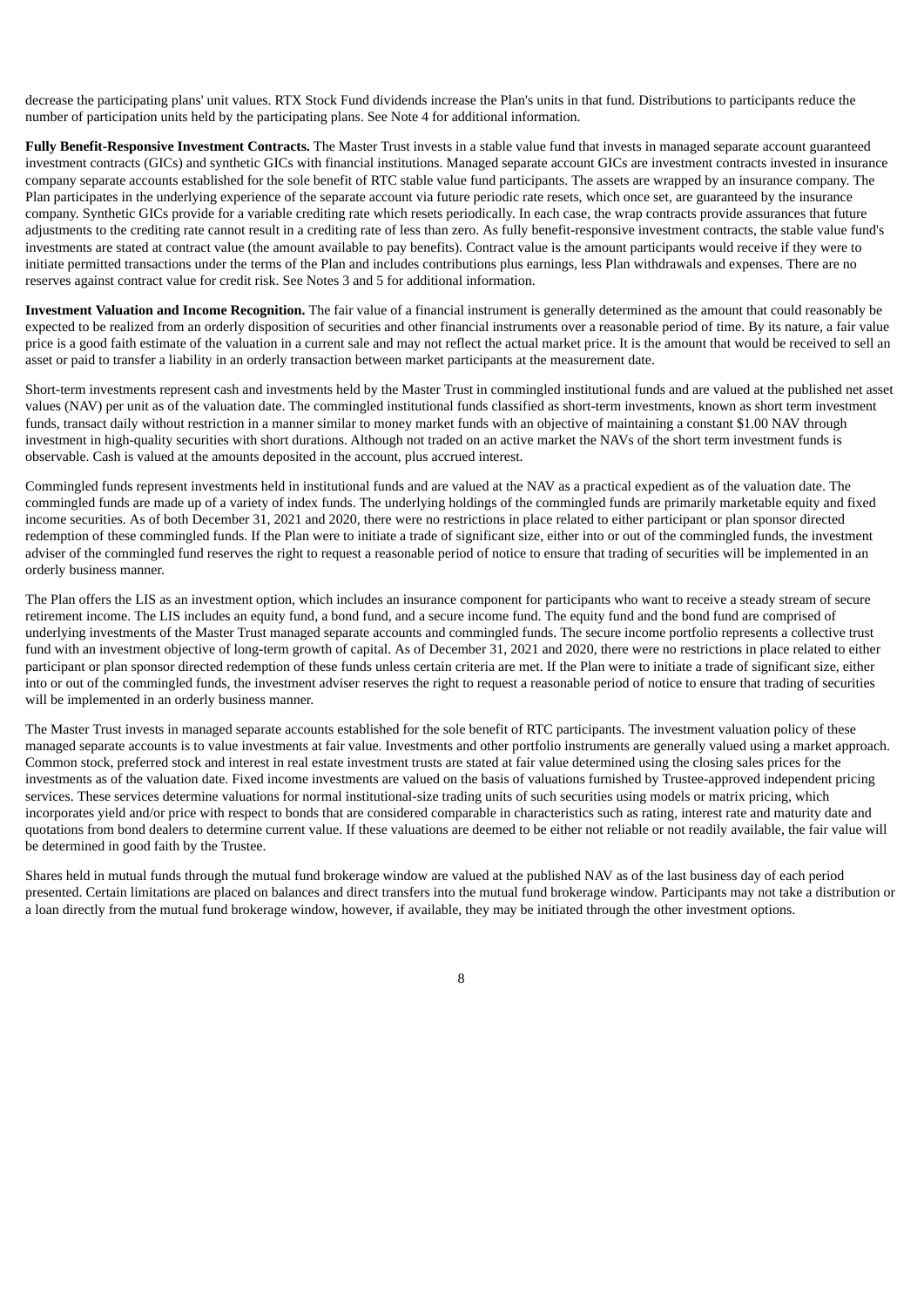decrease the participating plans' unit values. RTX Stock Fund dividends increase the Plan's units in that fund. Distributions to participants reduce the number of participation units held by the participating plans. See Note 4 for additional information.

**Fully Benefit-Responsive Investment Contracts.** The Master Trust invests in a stable value fund that invests in managed separate account guaranteed investment contracts (GICs) and synthetic GICs with financial institutions. Managed separate account GICs are investment contracts invested in insurance company separate accounts established for the sole benefit of RTC stable value fund participants. The assets are wrapped by an insurance company. The Plan participates in the underlying experience of the separate account via future periodic rate resets, which once set, are guaranteed by the insurance company. Synthetic GICs provide for a variable crediting rate which resets periodically. In each case, the wrap contracts provide assurances that future adjustments to the crediting rate cannot result in a crediting rate of less than zero. As fully benefit-responsive investment contracts, the stable value fund's investments are stated at contract value (the amount available to pay benefits). Contract value is the amount participants would receive if they were to initiate permitted transactions under the terms of the Plan and includes contributions plus earnings, less Plan withdrawals and expenses. There are no reserves against contract value for credit risk. See Notes 3 and 5 for additional information.

**Investment Valuation and Income Recognition.** The fair value of a financial instrument is generally determined as the amount that could reasonably be expected to be realized from an orderly disposition of securities and other financial instruments over a reasonable period of time. By its nature, a fair value price is a good faith estimate of the valuation in a current sale and may not reflect the actual market price. It is the amount that would be received to sell an asset or paid to transfer a liability in an orderly transaction between market participants at the measurement date.

Short-term investments represent cash and investments held by the Master Trust in commingled institutional funds and are valued at the published net asset values (NAV) per unit as of the valuation date. The commingled institutional funds classified as short-term investments, known as short term investment funds, transact daily without restriction in a manner similar to money market funds with an objective of maintaining a constant $1.00 NAV through investment in high-quality securities with short durations. Although not traded on an active market the NAVs of the short term investment funds is observable. Cash is valued at the amounts deposited in the account, plus accrued interest.

Commingled funds represent investments held in institutional funds and are valued at the NAV as a practical expedient as of the valuation date. The commingled funds are made up of a variety of index funds. The underlying holdings of the commingled funds are primarily marketable equity and fixed income securities. As of both December 31, 2021 and 2020, there were no restrictions in place related to either participant or plan sponsor directed redemption of these commingled funds. If the Plan were to initiate a trade of significant size, either into or out of the commingled funds, the investment adviser of the commingled fund reserves the right to request a reasonable period of notice to ensure that trading of securities will be implemented in an orderly business manner.

The Plan offers the LIS as an investment option, which includes an insurance component for participants who want to receive a steady stream of secure retirement income. The LIS includes an equity fund, a bond fund, and a secure income fund. The equity fund and the bond fund are comprised of underlying investments of the Master Trust managed separate accounts and commingled funds. The secure income portfolio represents a collective trust fund with an investment objective of long-term growth of capital. As of December 31, 2021 and 2020, there were no restrictions in place related to either participant or plan sponsor directed redemption of these funds unless certain criteria are met. If the Plan were to initiate a trade of significant size, either into or out of the commingled funds, the investment adviser reserves the right to request a reasonable period of notice to ensure that trading of securities will be implemented in an orderly business manner.

The Master Trust invests in managed separate accounts established for the sole benefit of RTC participants. The investment valuation policy of these managed separate accounts is to value investments at fair value. Investments and other portfolio instruments are generally valued using a market approach. Common stock, preferred stock and interest in real estate investment trusts are stated at fair value determined using the closing sales prices for the investments as of the valuation date. Fixed income investments are valued on the basis of valuations furnished by Trustee-approved independent pricing services. These services determine valuations for normal institutional-size trading units of such securities using models or matrix pricing, which incorporates yield and/or price with respect to bonds that are considered comparable in characteristics such as rating, interest rate and maturity date and quotations from bond dealers to determine current value. If these valuations are deemed to be either not reliable or not readily available, the fair value will be determined in good faith by the Trustee.

Shares held in mutual funds through the mutual fund brokerage window are valued at the published NAV as of the last business day of each period presented. Certain limitations are placed on balances and direct transfers into the mutual fund brokerage window. Participants may not take a distribution or a loan directly from the mutual fund brokerage window, however, if available, they may be initiated through the other investment options.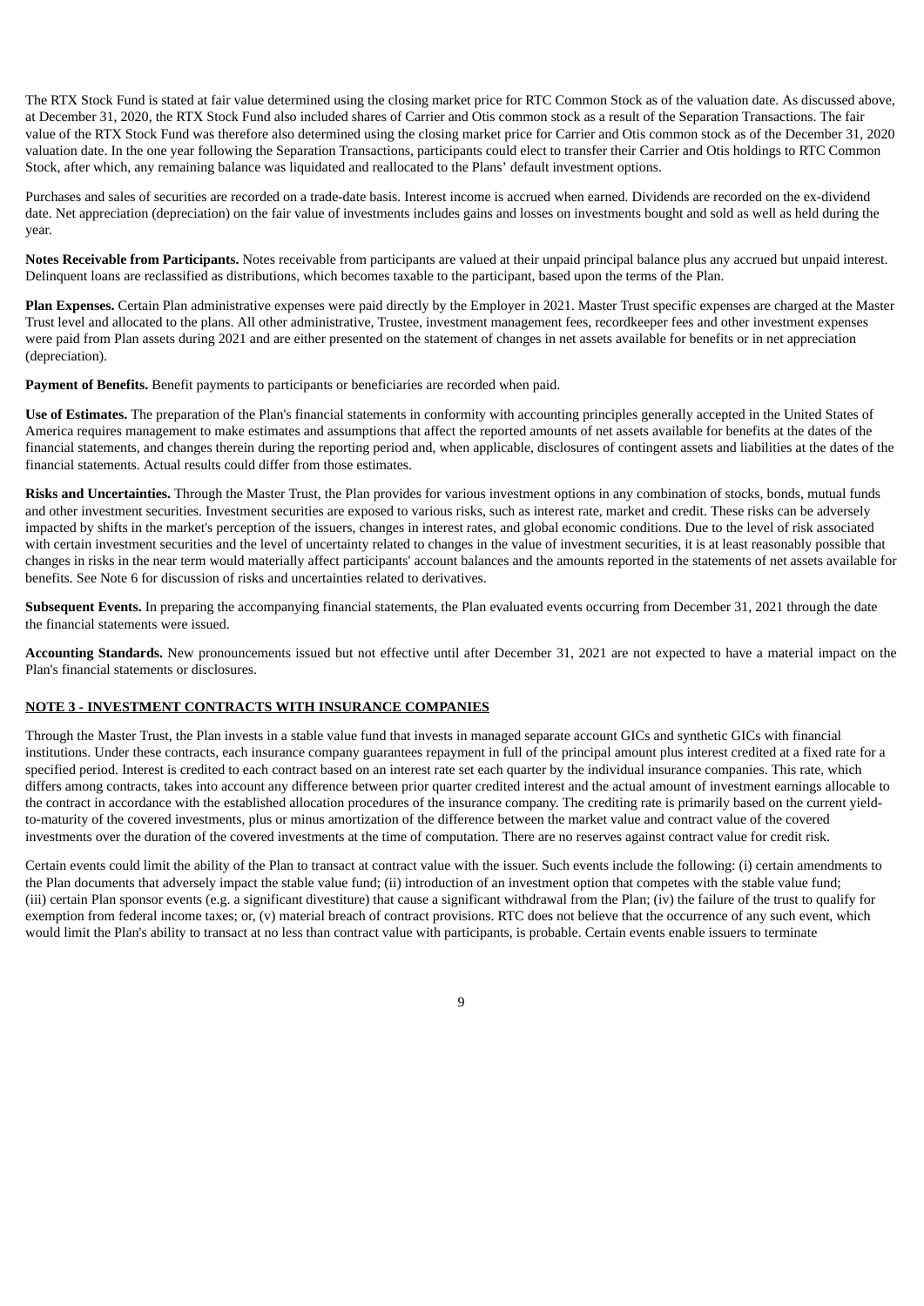The RTX Stock Fund is stated at fair value determined using the closing market price for RTC Common Stock as of the valuation date. As discussed above, at December 31, 2020, the RTX Stock Fund also included shares of Carrier and Otis common stock as a result of the Separation Transactions. The fair value of the RTX Stock Fund was therefore also determined using the closing market price for Carrier and Otis common stock as of the December 31, 2020 valuation date. In the one year following the Separation Transactions, participants could elect to transfer their Carrier and Otis holdings to RTC Common Stock, after which, any remaining balance was liquidated and reallocated to the Plans' default investment options.

Purchases and sales of securities are recorded on a trade-date basis. Interest income is accrued when earned. Dividends are recorded on the ex-dividend date. Net appreciation (depreciation) on the fair value of investments includes gains and losses on investments bought and sold as well as held during the year.

**Notes Receivable from Participants.** Notes receivable from participants are valued at their unpaid principal balance plus any accrued but unpaid interest. Delinquent loans are reclassified as distributions, which becomes taxable to the participant, based upon the terms of the Plan.

**Plan Expenses.** Certain Plan administrative expenses were paid directly by the Employer in 2021. Master Trust specific expenses are charged at the Master Trust level and allocated to the plans. All other administrative, Trustee, investment management fees, recordkeeper fees and other investment expenses were paid from Plan assets during 2021 and are either presented on the statement of changes in net assets available for benefits or in net appreciation (depreciation).

**Payment of Benefits.** Benefit payments to participants or beneficiaries are recorded when paid.

**Use of Estimates.** The preparation of the Plan's financial statements in conformity with accounting principles generally accepted in the United States of America requires management to make estimates and assumptions that affect the reported amounts of net assets available for benefits at the dates of the financial statements, and changes therein during the reporting period and, when applicable, disclosures of contingent assets and liabilities at the dates of the financial statements. Actual results could differ from those estimates.

**Risks and Uncertainties.** Through the Master Trust, the Plan provides for various investment options in any combination of stocks, bonds, mutual funds and other investment securities. Investment securities are exposed to various risks, such as interest rate, market and credit. These risks can be adversely impacted by shifts in the market's perception of the issuers, changes in interest rates, and global economic conditions. Due to the level of risk associated with certain investment securities and the level of uncertainty related to changes in the value of investment securities, it is at least reasonably possible that changes in risks in the near term would materially affect participants' account balances and the amounts reported in the statements of net assets available for benefits. See Note 6 for discussion of risks and uncertainties related to derivatives.

**Subsequent Events.** In preparing the accompanying financial statements, the Plan evaluated events occurring from December 31, 2021 through the date the financial statements were issued.

**Accounting Standards.** New pronouncements issued but not effective until after December 31, 2021 are not expected to have a material impact on the Plan's financial statements or disclosures.

## NOTE 3 - INVESTMENT CONTRACTS WITH INSURANCE COMPANIES

Through the Master Trust, the Plan invests in a stable value fund that invests in managed separate account GICs and synthetic GICs with financial institutions. Under these contracts, each insurance company guarantees repayment in full of the principal amount plus interest credited at a fixed rate for a specified period. Interest is credited to each contract based on an interest rate set each quarter by the individual insurance companies. This rate, which differs among contracts, takes into account any difference between prior quarter credited interest and the actual amount of investment earnings allocable to the contract in accordance with the established allocation procedures of the insurance company. The crediting rate is primarily based on the current yield-to-maturity of the covered investments, plus or minus amortization of the difference between the market value and contract value of the covered investments over the duration of the covered investments at the time of computation. There are no reserves against contract value for credit risk.

Certain events could limit the ability of the Plan to transact at contract value with the issuer. Such events include the following: (i) certain amendments to the Plan documents that adversely impact the stable value fund; (ii) introduction of an investment option that competes with the stable value fund; (iii) certain Plan sponsor events (e.g. a significant divestiture) that cause a significant withdrawal from the Plan; (iv) the failure of the trust to qualify for exemption from federal income taxes; or, (v) material breach of contract provisions. RTC does not believe that the occurrence of any such event, which would limit the Plan's ability to transact at no less than contract value with participants, is probable. Certain events enable issuers to terminate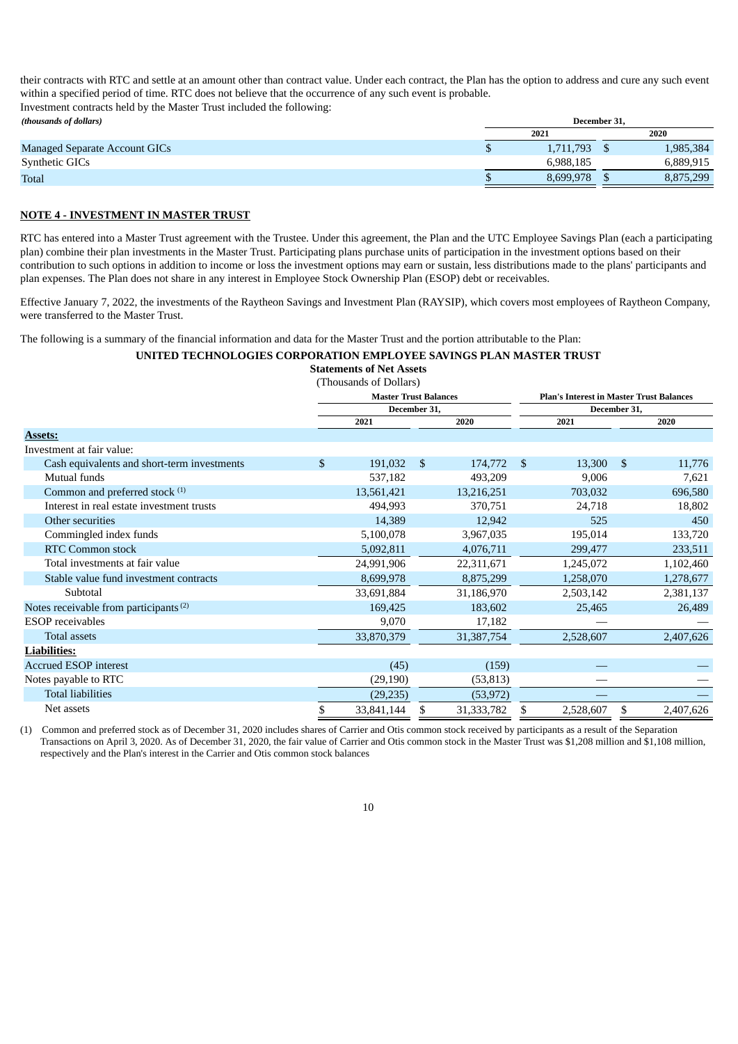their contracts with RTC and settle at an amount other than contract value. Under each contract, the Plan has the option to address and cure any such event within a specified period of time. RTC does not believe that the occurrence of any such event is probable.

Investment contracts held by the Master Trust included the following:

| *(thousands of dollars)* | December 31, | |
|---|---|---|
| | 2021 | 2020 |
| Managed Separate Account GICs | $ 1,711,793 | $ 1,985,384 |
| Synthetic GICs | 6,988,185 | 6,889,915 |
| Total | $ 8,699,978 | $ 8,875,299 |

**NOTE 4 - INVESTMENT IN MASTER TRUST**

RTC has entered into a Master Trust agreement with the Trustee. Under this agreement, the Plan and the UTC Employee Savings Plan (each a participating plan) combine their plan investments in the Master Trust. Participating plans purchase units of participation in the investment options based on their contribution to such options in addition to income or loss the investment options may earn or sustain, less distributions made to the plans' participants and plan expenses. The Plan does not share in any interest in Employee Stock Ownership Plan (ESOP) debt or receivables.

Effective January 7, 2022, the investments of the Raytheon Savings and Investment Plan (RAYSIP), which covers most employees of Raytheon Company, were transferred to the Master Trust.

The following is a summary of the financial information and data for the Master Trust and the portion attributable to the Plan:

**UNITED TECHNOLOGIES CORPORATION EMPLOYEE SAVINGS PLAN MASTER TRUST**
**Statements of Net Assets**
(Thousands of Dollars)

| | Master Trust Balances | | Plan's Interest in Master Trust Balances | |
|---|---|---|---|---|
| | December 31, | | December 31, | |
| | 2021 | 2020 | 2021 | 2020 |
| **Assets:** | | | | |
| Investment at fair value: | | | | |
| Cash equivalents and short-term investments | $ 191,032 | $ 174,772 | $ 13,300 | $ 11,776 |
| Mutual funds | 537,182 | 493,209 | 9,006 | 7,621 |
| Common and preferred stock (1) | 13,561,421 | 13,216,251 | 703,032 | 696,580 |
| Interest in real estate investment trusts | 494,993 | 370,751 | 24,718 | 18,802 |
| Other securities | 14,389 | 12,942 | 525 | 450 |
| Commingled index funds | 5,100,078 | 3,967,035 | 195,014 | 133,720 |
| RTC Common stock | 5,092,811 | 4,076,711 | 299,477 | 233,511 |
| Total investments at fair value | 24,991,906 | 22,311,671 | 1,245,072 | 1,102,460 |
| Stable value fund investment contracts | 8,699,978 | 8,875,299 | 1,258,070 | 1,278,677 |
| Subtotal | 33,691,884 | 31,186,970 | 2,503,142 | 2,381,137 |
| Notes receivable from participants (2) | 169,425 | 183,602 | 25,465 | 26,489 |
| ESOP receivables | 9,070 | 17,182 | — | — |
| Total assets | 33,870,379 | 31,387,754 | 2,528,607 | 2,407,626 |
| **Liabilities:** | | | | |
| Accrued ESOP interest | (45) | (159) | — | — |
| Notes payable to RTC | (29,190) | (53,813) | — | — |
| Total liabilities | (29,235) | (53,972) | — | — |
| Net assets | $ 33,841,144 | $ 31,333,782 | $ 2,528,607 | $ 2,407,626 |

(1) Common and preferred stock as of December 31, 2020 includes shares of Carrier and Otis common stock received by participants as a result of the Separation Transactions on April 3, 2020. As of December 31, 2020, the fair value of Carrier and Otis common stock in the Master Trust was $1,208 million and $1,108 million, respectively and the Plan's interest in the Carrier and Otis common stock balances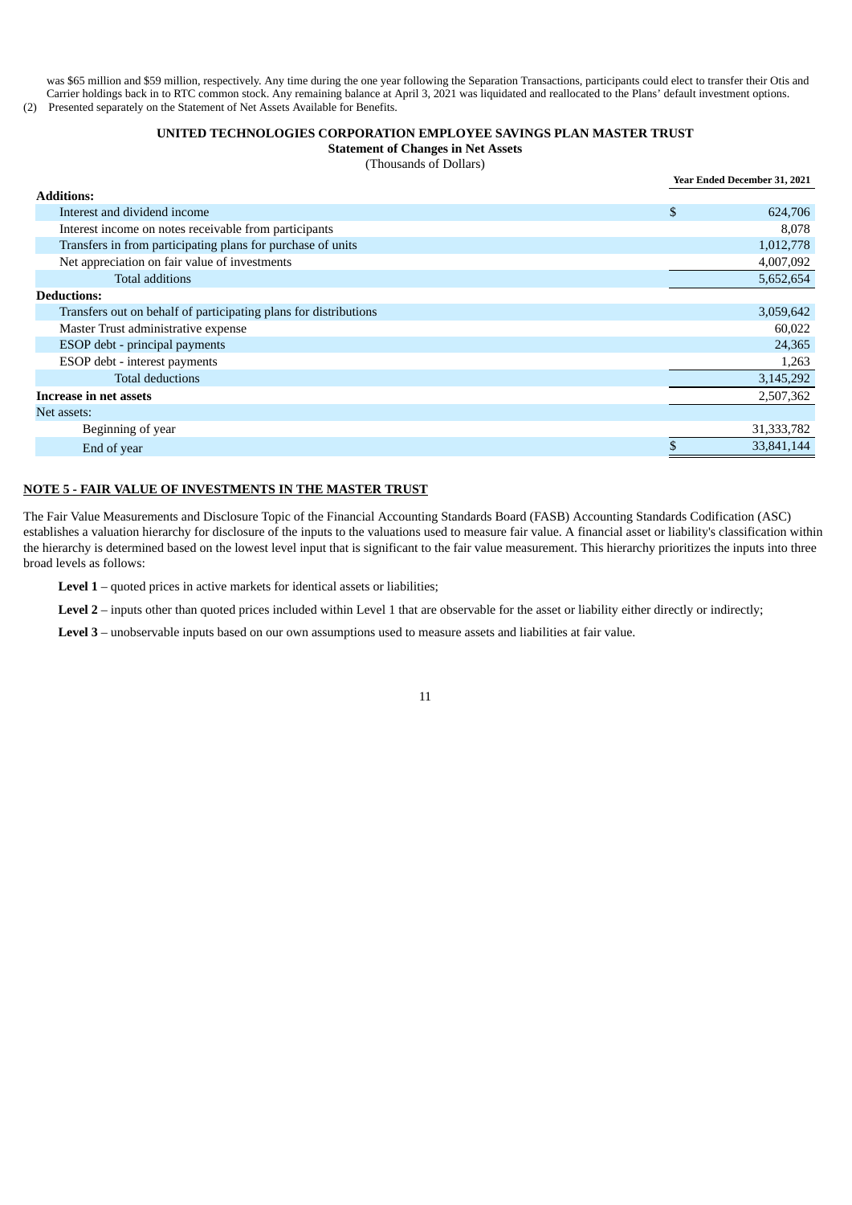was $65 million and $59 million, respectively. Any time during the one year following the Separation Transactions, participants could elect to transfer their Otis and Carrier holdings back in to RTC common stock. Any remaining balance at April 3, 2021 was liquidated and reallocated to the Plans' default investment options.

(2) Presented separately on the Statement of Net Assets Available for Benefits.

**UNITED TECHNOLOGIES CORPORATION EMPLOYEE SAVINGS PLAN MASTER TRUST**

**Statement of Changes in Net Assets**

(Thousands of Dollars)

| | Year Ended December 31, 2021 |
|---|---|
| **Additions:** | |
| Interest and dividend income | $ 624,706 |
| Interest income on notes receivable from participants | 8,078 |
| Transfers in from participating plans for purchase of units | 1,012,778 |
| Net appreciation on fair value of investments | 4,007,092 |
| Total additions | 5,652,654 |
| **Deductions:** | |
| Transfers out on behalf of participating plans for distributions | 3,059,642 |
| Master Trust administrative expense | 60,022 |
| ESOP debt - principal payments | 24,365 |
| ESOP debt - interest payments | 1,263 |
| Total deductions | 3,145,292 |
| **Increase in net assets** | 2,507,362 |
| Net assets: | |
| Beginning of year | 31,333,782 |
| End of year | $ 33,841,144 |

**NOTE 5 - FAIR VALUE OF INVESTMENTS IN THE MASTER TRUST**

The Fair Value Measurements and Disclosure Topic of the Financial Accounting Standards Board (FASB) Accounting Standards Codification (ASC) establishes a valuation hierarchy for disclosure of the inputs to the valuations used to measure fair value. A financial asset or liability's classification within the hierarchy is determined based on the lowest level input that is significant to the fair value measurement. This hierarchy prioritizes the inputs into three broad levels as follows:

**Level 1** – quoted prices in active markets for identical assets or liabilities;

**Level 2** – inputs other than quoted prices included within Level 1 that are observable for the asset or liability either directly or indirectly;

**Level 3** – unobservable inputs based on our own assumptions used to measure assets and liabilities at fair value.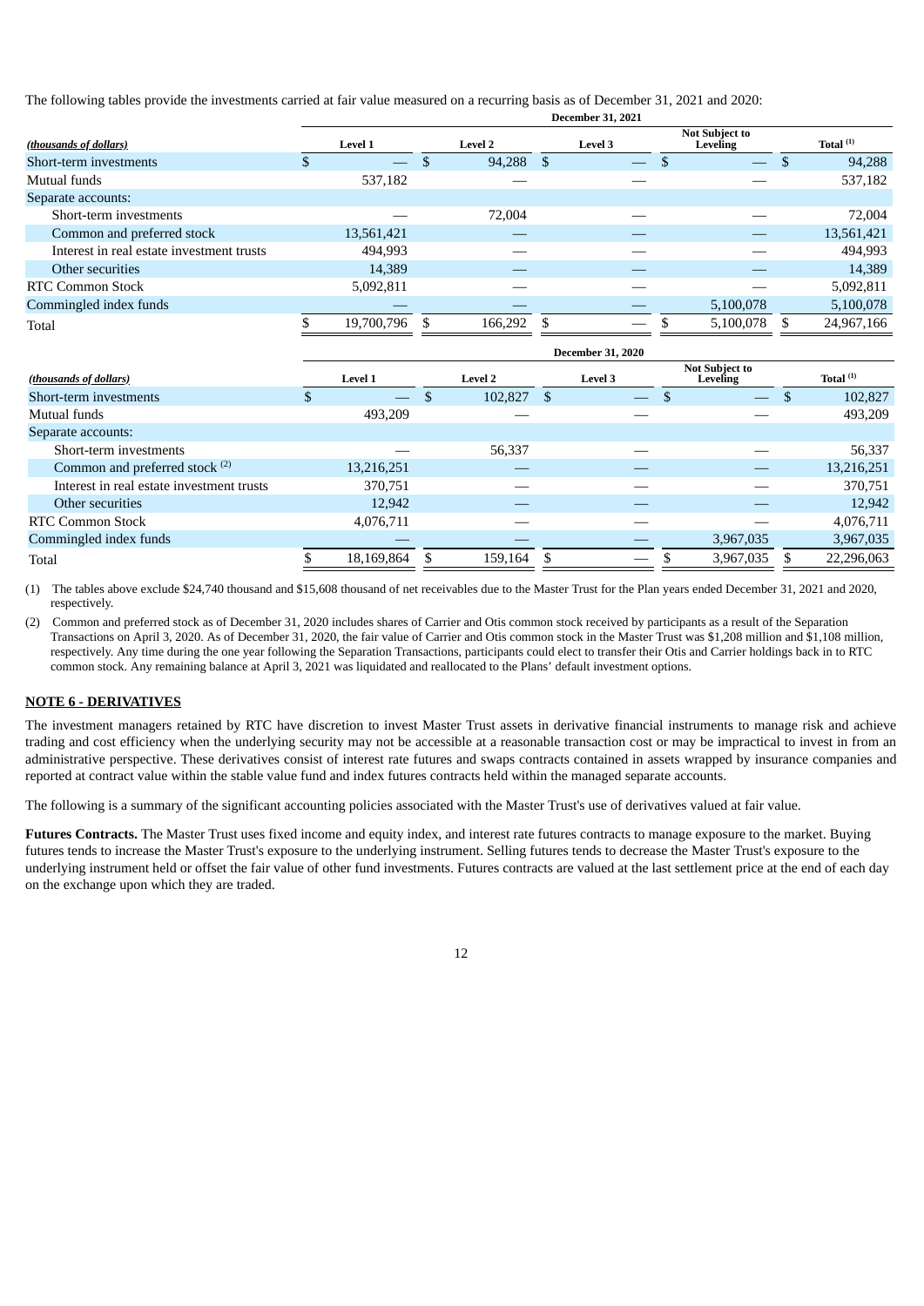The following tables provide the investments carried at fair value measured on a recurring basis as of December 31, 2021 and 2020:

| *(thousands of dollars)* | December 31, 2021 | | | | |
|---|---|---|---|---|---|
| | Level 1 | Level 2 | Level 3 | Not Subject to Leveling | Total [1] |
| Short-term investments | $ — | $ 94,288 | $ — | $ — | $ 94,288 |
| Mutual funds | 537,182 | — | — | — | 537,182 |
| Separate accounts: | | | | | |
| Short-term investments | — | 72,004 | — | — | 72,004 |
| Common and preferred stock | 13,561,421 | — | — | — | 13,561,421 |
| Interest in real estate investment trusts | 494,993 | — | — | — | 494,993 |
| Other securities | 14,389 | — | — | — | 14,389 |
| RTC Common Stock | 5,092,811 | — | — | — | 5,092,811 |
| Commingled index funds | — | — | — | 5,100,078 | 5,100,078 |
| Total | $ 19,700,796 | $ 166,292 | $ — | $ 5,100,078 | $ 24,967,166 |

| *(thousands of dollars)* | December 31, 2020 | | | | |
|---|---|---|---|---|---|
| | Level 1 | Level 2 | Level 3 | Not Subject to Leveling | Total [1] |
| Short-term investments | $ — | $ 102,827 | $ — | $ — | $ 102,827 |
| Mutual funds | 493,209 | — | — | — | 493,209 |
| Separate accounts: | | | | | |
| Short-term investments | — | 56,337 | — | — | 56,337 |
| Common and preferred stock [2] | 13,216,251 | — | — | — | 13,216,251 |
| Interest in real estate investment trusts | 370,751 | — | — | — | 370,751 |
| Other securities | 12,942 | — | — | — | 12,942 |
| RTC Common Stock | 4,076,711 | — | — | — | 4,076,711 |
| Commingled index funds | — | — | — | 3,967,035 | 3,967,035 |
| Total | $ 18,169,864 | $ 159,164 | $ — | $ 3,967,035 | $ 22,296,063 |

(1) The tables above exclude $24,740 thousand and $15,608 thousand of net receivables due to the Master Trust for the Plan years ended December 31, 2021 and 2020, respectively.

(2) Common and preferred stock as of December 31, 2020 includes shares of Carrier and Otis common stock received by participants as a result of the Separation Transactions on April 3, 2020. As of December 31, 2020, the fair value of Carrier and Otis common stock in the Master Trust was $1,208 million and $1,108 million, respectively. Any time during the one year following the Separation Transactions, participants could elect to transfer their Otis and Carrier holdings back in to RTC common stock. Any remaining balance at April 3, 2021 was liquidated and reallocated to the Plans' default investment options.

## NOTE 6 - DERIVATIVES

The investment managers retained by RTC have discretion to invest Master Trust assets in derivative financial instruments to manage risk and achieve trading and cost efficiency when the underlying security may not be accessible at a reasonable transaction cost or may be impractical to invest in from an administrative perspective. These derivatives consist of interest rate futures and swaps contracts contained in assets wrapped by insurance companies and reported at contract value within the stable value fund and index futures contracts held within the managed separate accounts.

The following is a summary of the significant accounting policies associated with the Master Trust's use of derivatives valued at fair value.

**Futures Contracts.** The Master Trust uses fixed income and equity index, and interest rate futures contracts to manage exposure to the market. Buying futures tends to increase the Master Trust's exposure to the underlying instrument. Selling futures tends to decrease the Master Trust's exposure to the underlying instrument held or offset the fair value of other fund investments. Futures contracts are valued at the last settlement price at the end of each day on the exchange upon which they are traded.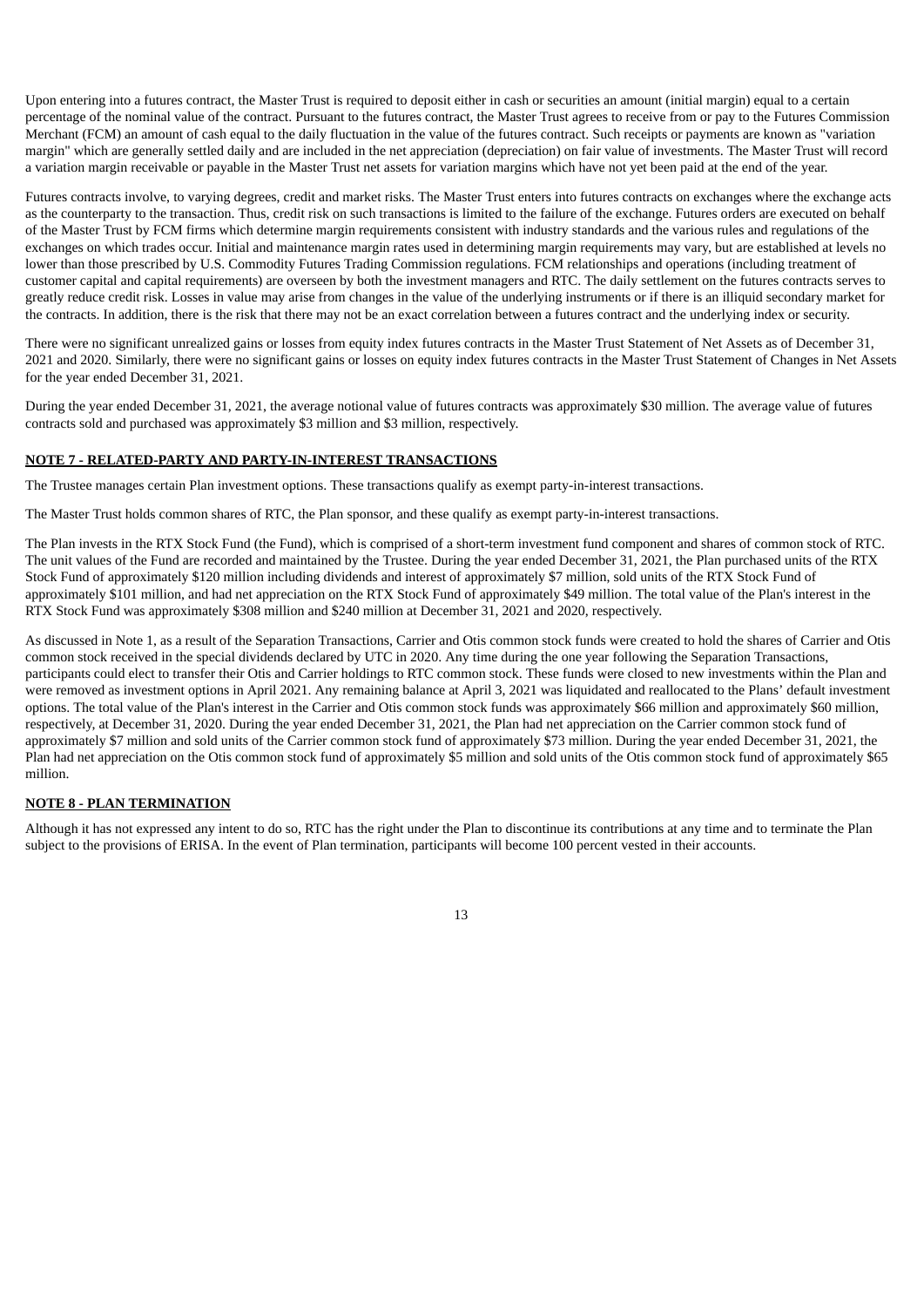Upon entering into a futures contract, the Master Trust is required to deposit either in cash or securities an amount (initial margin) equal to a certain percentage of the nominal value of the contract. Pursuant to the futures contract, the Master Trust agrees to receive from or pay to the Futures Commission Merchant (FCM) an amount of cash equal to the daily fluctuation in the value of the futures contract. Such receipts or payments are known as "variation margin" which are generally settled daily and are included in the net appreciation (depreciation) on fair value of investments. The Master Trust will record a variation margin receivable or payable in the Master Trust net assets for variation margins which have not yet been paid at the end of the year.

Futures contracts involve, to varying degrees, credit and market risks. The Master Trust enters into futures contracts on exchanges where the exchange acts as the counterparty to the transaction. Thus, credit risk on such transactions is limited to the failure of the exchange. Futures orders are executed on behalf of the Master Trust by FCM firms which determine margin requirements consistent with industry standards and the various rules and regulations of the exchanges on which trades occur. Initial and maintenance margin rates used in determining margin requirements may vary, but are established at levels no lower than those prescribed by U.S. Commodity Futures Trading Commission regulations. FCM relationships and operations (including treatment of customer capital and capital requirements) are overseen by both the investment managers and RTC. The daily settlement on the futures contracts serves to greatly reduce credit risk. Losses in value may arise from changes in the value of the underlying instruments or if there is an illiquid secondary market for the contracts. In addition, there is the risk that there may not be an exact correlation between a futures contract and the underlying index or security.

There were no significant unrealized gains or losses from equity index futures contracts in the Master Trust Statement of Net Assets as of December 31, 2021 and 2020. Similarly, there were no significant gains or losses on equity index futures contracts in the Master Trust Statement of Changes in Net Assets for the year ended December 31, 2021.

During the year ended December 31, 2021, the average notional value of futures contracts was approximately $30 million. The average value of futures contracts sold and purchased was approximately $3 million and $3 million, respectively.

## NOTE 7 - RELATED-PARTY AND PARTY-IN-INTEREST TRANSACTIONS

The Trustee manages certain Plan investment options. These transactions qualify as exempt party-in-interest transactions.

The Master Trust holds common shares of RTC, the Plan sponsor, and these qualify as exempt party-in-interest transactions.

The Plan invests in the RTX Stock Fund (the Fund), which is comprised of a short-term investment fund component and shares of common stock of RTC. The unit values of the Fund are recorded and maintained by the Trustee. During the year ended December 31, 2021, the Plan purchased units of the RTX Stock Fund of approximately $120 million including dividends and interest of approximately $7 million, sold units of the RTX Stock Fund of approximately $101 million, and had net appreciation on the RTX Stock Fund of approximately $49 million. The total value of the Plan's interest in the RTX Stock Fund was approximately $308 million and $240 million at December 31, 2021 and 2020, respectively.

As discussed in Note 1, as a result of the Separation Transactions, Carrier and Otis common stock funds were created to hold the shares of Carrier and Otis common stock received in the special dividends declared by UTC in 2020. Any time during the one year following the Separation Transactions, participants could elect to transfer their Otis and Carrier holdings to RTC common stock. These funds were closed to new investments within the Plan and were removed as investment options in April 2021. Any remaining balance at April 3, 2021 was liquidated and reallocated to the Plans' default investment options. The total value of the Plan's interest in the Carrier and Otis common stock funds was approximately $66 million and approximately $60 million, respectively, at December 31, 2020. During the year ended December 31, 2021, the Plan had net appreciation on the Carrier common stock fund of approximately $7 million and sold units of the Carrier common stock fund of approximately $73 million. During the year ended December 31, 2021, the Plan had net appreciation on the Otis common stock fund of approximately $5 million and sold units of the Otis common stock fund of approximately $65 million.

## NOTE 8 - PLAN TERMINATION

Although it has not expressed any intent to do so, RTC has the right under the Plan to discontinue its contributions at any time and to terminate the Plan subject to the provisions of ERISA. In the event of Plan termination, participants will become 100 percent vested in their accounts.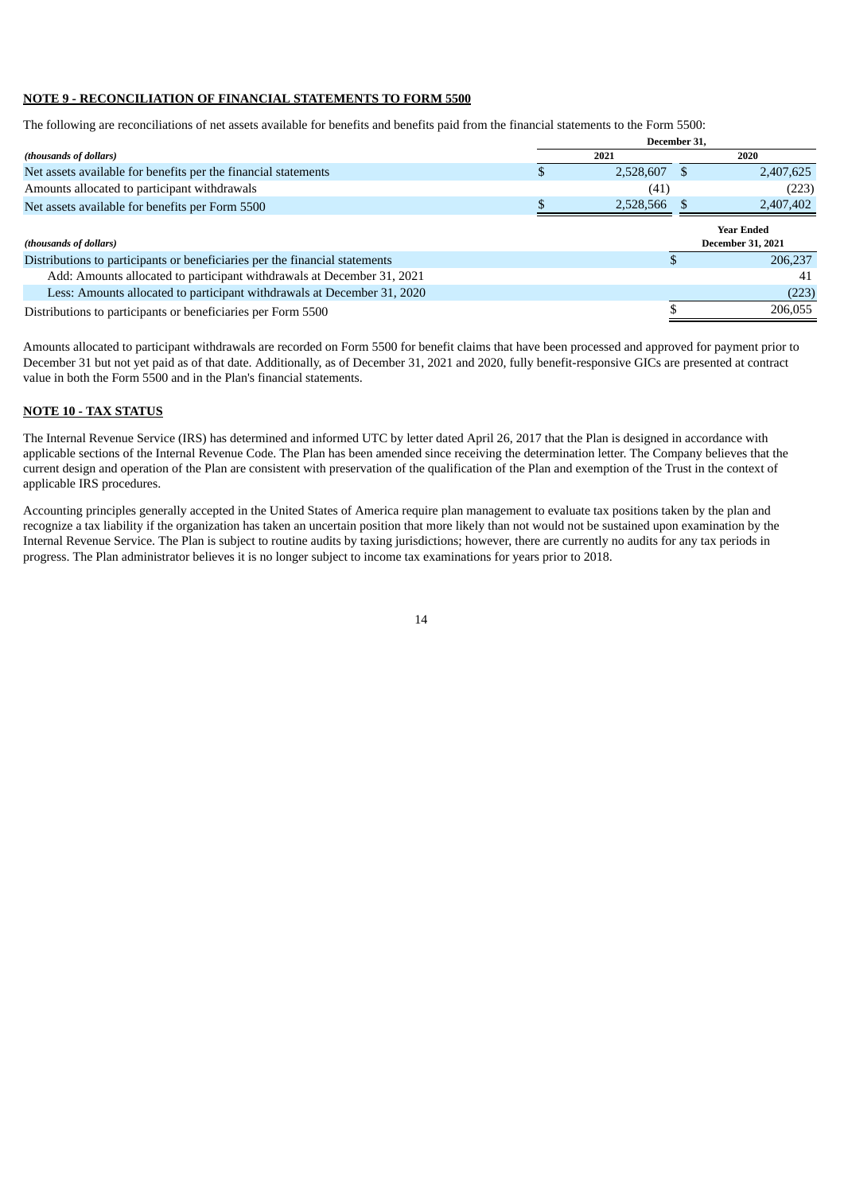**NOTE 9 - RECONCILIATION OF FINANCIAL STATEMENTS TO FORM 5500**

The following are reconciliations of net assets available for benefits and benefits paid from the financial statements to the Form 5500:

| *(thousands of dollars)* | December 31, 2021 | December 31, 2020 |
|---|---|---|
| Net assets available for benefits per the financial statements | $ 2,528,607 | $ 2,407,625 |
| Amounts allocated to participant withdrawals | (41) | (223) |
| Net assets available for benefits per Form 5500 | $ 2,528,566 | $ 2,407,402 |

| *(thousands of dollars)* | Year Ended December 31, 2021 |
|---|---|
| Distributions to participants or beneficiaries per the financial statements | $ 206,237 |
| Add: Amounts allocated to participant withdrawals at December 31, 2021 | 41 |
| Less: Amounts allocated to participant withdrawals at December 31, 2020 | (223) |
| Distributions to participants or beneficiaries per Form 5500 | $ 206,055 |

Amounts allocated to participant withdrawals are recorded on Form 5500 for benefit claims that have been processed and approved for payment prior to December 31 but not yet paid as of that date. Additionally, as of December 31, 2021 and 2020, fully benefit-responsive GICs are presented at contract value in both the Form 5500 and in the Plan's financial statements.

**NOTE 10 - TAX STATUS**

The Internal Revenue Service (IRS) has determined and informed UTC by letter dated April 26, 2017 that the Plan is designed in accordance with applicable sections of the Internal Revenue Code. The Plan has been amended since receiving the determination letter. The Company believes that the current design and operation of the Plan are consistent with preservation of the qualification of the Plan and exemption of the Trust in the context of applicable IRS procedures.

Accounting principles generally accepted in the United States of America require plan management to evaluate tax positions taken by the plan and recognize a tax liability if the organization has taken an uncertain position that more likely than not would not be sustained upon examination by the Internal Revenue Service. The Plan is subject to routine audits by taxing jurisdictions; however, there are currently no audits for any tax periods in progress. The Plan administrator believes it is no longer subject to income tax examinations for years prior to 2018.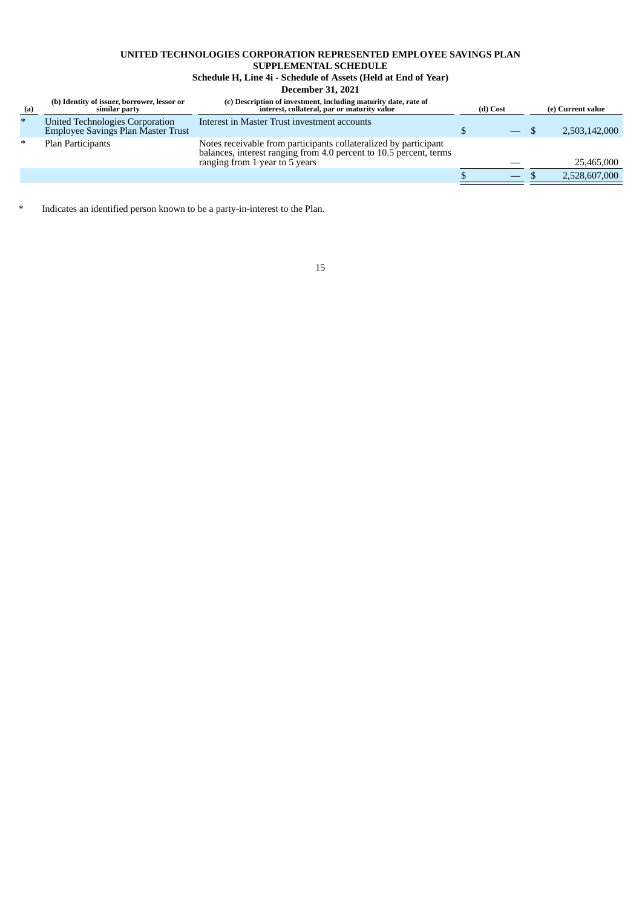**UNITED TECHNOLOGIES CORPORATION REPRESENTED EMPLOYEE SAVINGS PLAN**
**SUPPLEMENTAL SCHEDULE**
**Schedule H, Line 4i - Schedule of Assets (Held at End of Year)**
**December 31, 2021**

| (a) | (b) Identity of issuer, borrower, lessor or similar party | (c) Description of investment, including maturity date, rate of interest, collateral, par or maturity value | (d) Cost | (e) Current value |
|---|---|---|---|---|
| * | United Technologies Corporation Employee Savings Plan Master Trust | Interest in Master Trust investment accounts | $ — | $ 2,503,142,000 |
| * | Plan Participants | Notes receivable from participants collateralized by participant balances, interest ranging from 4.0 percent to 10.5 percent, terms ranging from 1 year to 5 years | — | 25,465,000 |
| | | | $ — | $ 2,528,607,000 |

\* Indicates an identified person known to be a party-in-interest to the Plan.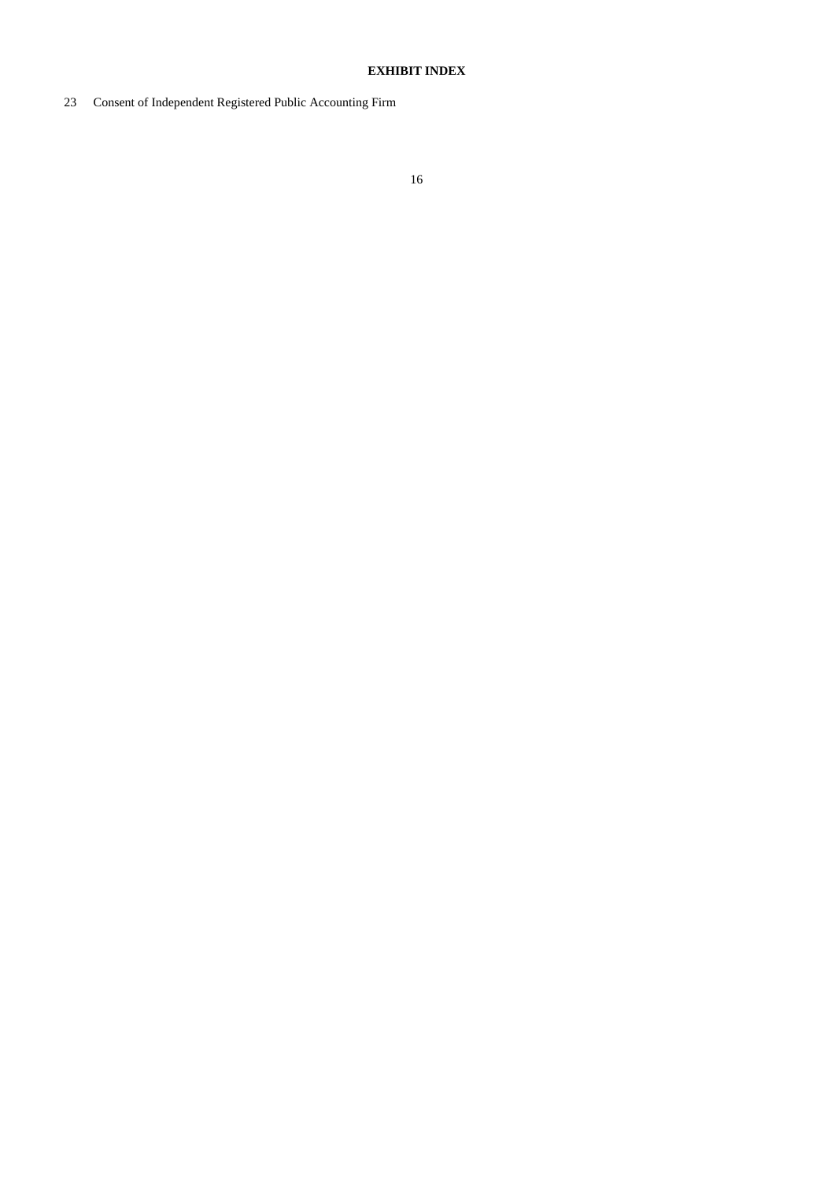**EXHIBIT INDEX**

23 Consent of Independent Registered Public Accounting Firm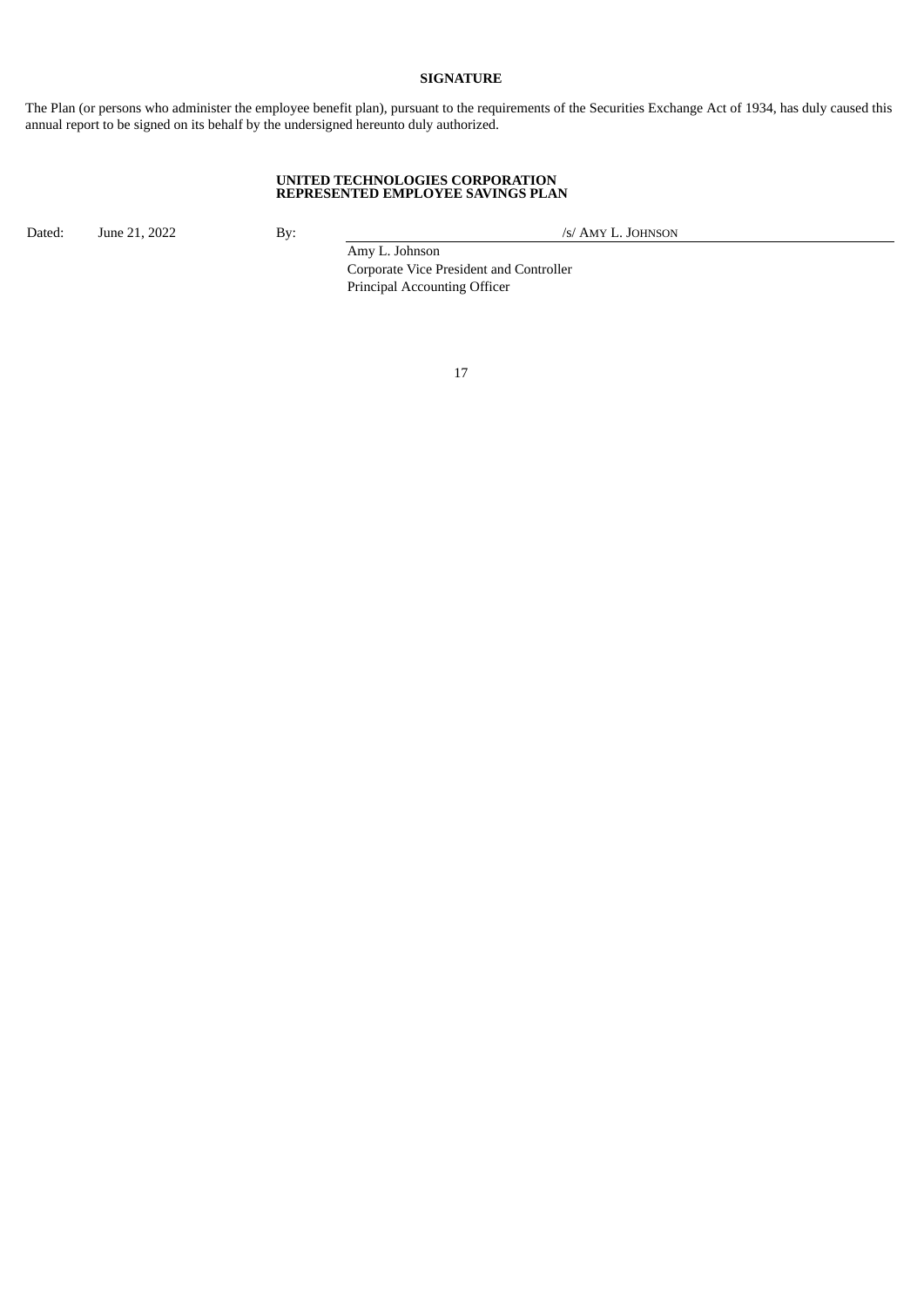**SIGNATURE**

The Plan (or persons who administer the employee benefit plan), pursuant to the requirements of the Securities Exchange Act of 1934, has duly caused this annual report to be signed on its behalf by the undersigned hereunto duly authorized.

**UNITED TECHNOLOGIES CORPORATION**
**REPRESENTED EMPLOYEE SAVINGS PLAN**

Dated: June 21, 2022

By: /s/ AMY L. JOHNSON

Amy L. Johnson
Corporate Vice President and Controller
Principal Accounting Officer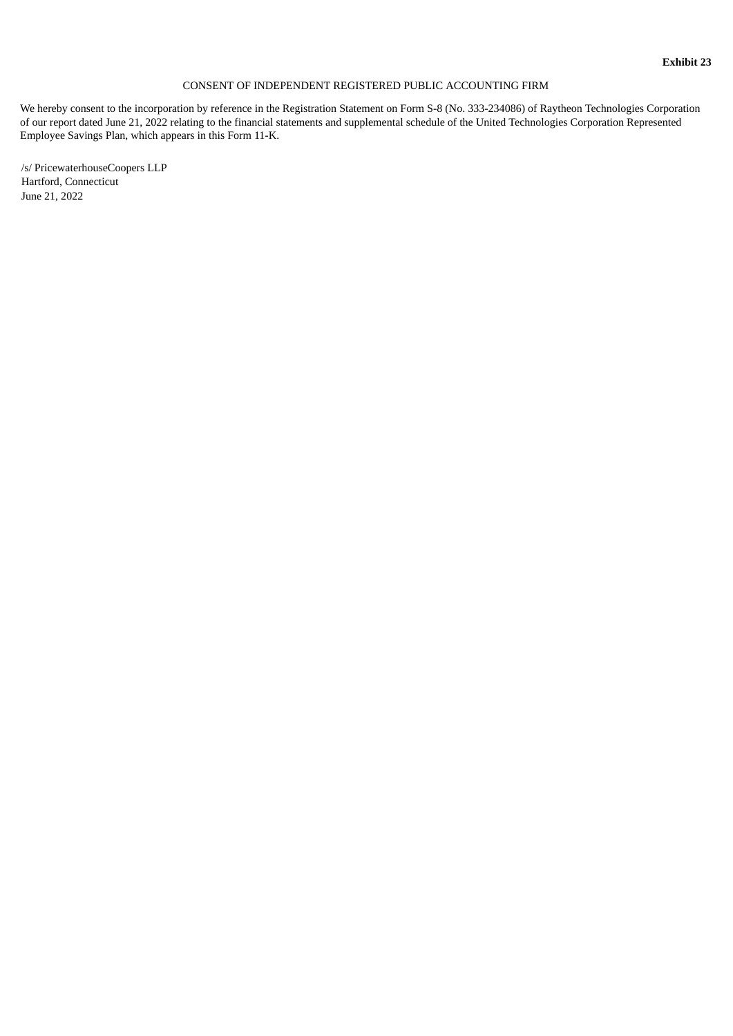**Exhibit 23**

CONSENT OF INDEPENDENT REGISTERED PUBLIC ACCOUNTING FIRM

We hereby consent to the incorporation by reference in the Registration Statement on Form S-8 (No. 333-234086) of Raytheon Technologies Corporation of our report dated June 21, 2022 relating to the financial statements and supplemental schedule of the United Technologies Corporation Represented Employee Savings Plan, which appears in this Form 11-K.

/s/ PricewaterhouseCoopers LLP
Hartford, Connecticut
June 21, 2022